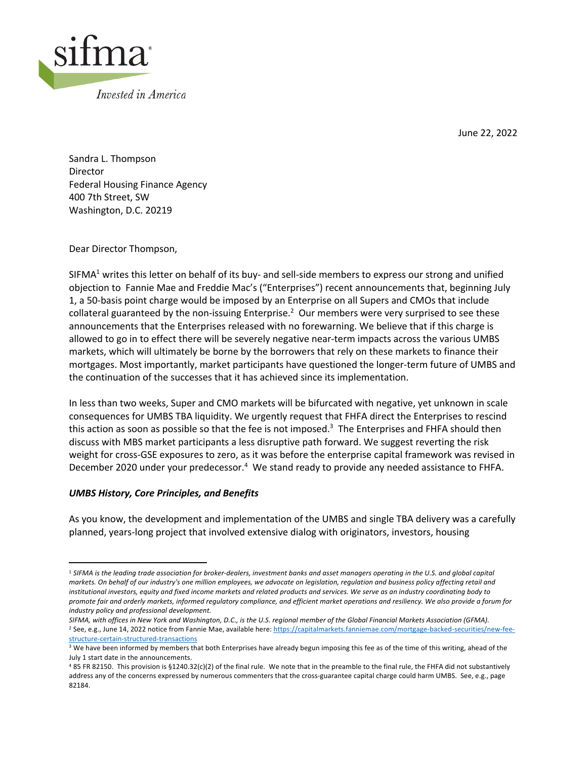sifma

*Invested in America*

June 22, 2022

Sandra L. Thompson
Director
Federal Housing Finance Agency
400 7th Street, SW
Washington, D.C. 20219

Dear Director Thompson,

SIFMA[1] writes this letter on behalf of its buy- and sell-side members to express our strong and unified objection to Fannie Mae and Freddie Mac's ("Enterprises") recent announcements that, beginning July 1, a 50-basis point charge would be imposed by an Enterprise on all Supers and CMOs that include collateral guaranteed by the non-issuing Enterprise.[2] Our members were very surprised to see these announcements that the Enterprises released with no forewarning. We believe that if this charge is allowed to go in to effect there will be severely negative near-term impacts across the various UMBS markets, which will ultimately be borne by the borrowers that rely on these markets to finance their mortgages. Most importantly, market participants have questioned the longer-term future of UMBS and the continuation of the successes that it has achieved since its implementation.

In less than two weeks, Super and CMO markets will be bifurcated with negative, yet unknown in scale consequences for UMBS TBA liquidity. We urgently request that FHFA direct the Enterprises to rescind this action as soon as possible so that the fee is not imposed.[3] The Enterprises and FHFA should then discuss with MBS market participants a less disruptive path forward. We suggest reverting the risk weight for cross-GSE exposures to zero, as it was before the enterprise capital framework was revised in December 2020 under your predecessor.[4] We stand ready to provide any needed assistance to FHFA.

### *UMBS History, Core Principles, and Benefits*

As you know, the development and implementation of the UMBS and single TBA delivery was a carefully planned, years-long project that involved extensive dialog with originators, investors, housing

---

[1] *SIFMA is the leading trade association for broker-dealers, investment banks and asset managers operating in the U.S. and global capital markets. On behalf of our industry's one million employees, we advocate on legislation, regulation and business policy affecting retail and institutional investors, equity and fixed income markets and related products and services. We serve as an industry coordinating body to promote fair and orderly markets, informed regulatory compliance, and efficient market operations and resiliency. We also provide a forum for industry policy and professional development.*

*SIFMA, with offices in New York and Washington, D.C., is the U.S. regional member of the Global Financial Markets Association (GFMA).*

[2] See, e.g., June 14, 2022 notice from Fannie Mae, available here: https://capitalmarkets.fanniemae.com/mortgage-backed-securities/new-fee-structure-certain-structured-transactions

[3] We have been informed by members that both Enterprises have already begun imposing this fee as of the time of this writing, ahead of the July 1 start date in the announcements.

[4] 85 FR 82150. This provision is §1240.32(c)(2) of the final rule. We note that in the preamble to the final rule, the FHFA did not substantively address any of the concerns expressed by numerous commenters that the cross-guarantee capital charge could harm UMBS. See, e.g., page 82184.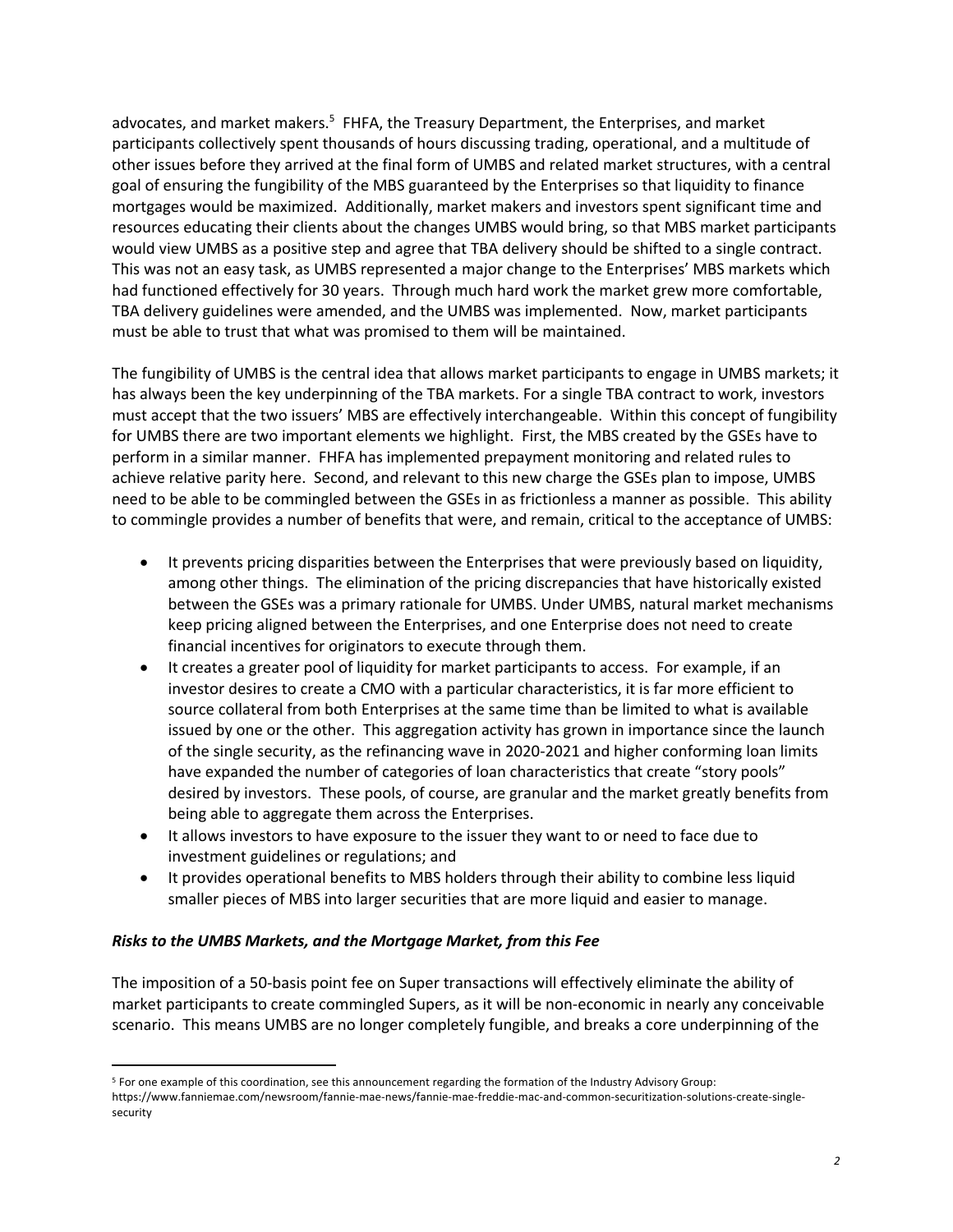advocates, and market makers.[5] FHFA, the Treasury Department, the Enterprises, and market participants collectively spent thousands of hours discussing trading, operational, and a multitude of other issues before they arrived at the final form of UMBS and related market structures, with a central goal of ensuring the fungibility of the MBS guaranteed by the Enterprises so that liquidity to finance mortgages would be maximized. Additionally, market makers and investors spent significant time and resources educating their clients about the changes UMBS would bring, so that MBS market participants would view UMBS as a positive step and agree that TBA delivery should be shifted to a single contract. This was not an easy task, as UMBS represented a major change to the Enterprises' MBS markets which had functioned effectively for 30 years. Through much hard work the market grew more comfortable, TBA delivery guidelines were amended, and the UMBS was implemented. Now, market participants must be able to trust that what was promised to them will be maintained.

The fungibility of UMBS is the central idea that allows market participants to engage in UMBS markets; it has always been the key underpinning of the TBA markets. For a single TBA contract to work, investors must accept that the two issuers' MBS are effectively interchangeable. Within this concept of fungibility for UMBS there are two important elements we highlight. First, the MBS created by the GSEs have to perform in a similar manner. FHFA has implemented prepayment monitoring and related rules to achieve relative parity here. Second, and relevant to this new charge the GSEs plan to impose, UMBS need to be able to be commingled between the GSEs in as frictionless a manner as possible. This ability to commingle provides a number of benefits that were, and remain, critical to the acceptance of UMBS:

- It prevents pricing disparities between the Enterprises that were previously based on liquidity, among other things. The elimination of the pricing discrepancies that have historically existed between the GSEs was a primary rationale for UMBS. Under UMBS, natural market mechanisms keep pricing aligned between the Enterprises, and one Enterprise does not need to create financial incentives for originators to execute through them.
- It creates a greater pool of liquidity for market participants to access. For example, if an investor desires to create a CMO with a particular characteristics, it is far more efficient to source collateral from both Enterprises at the same time than be limited to what is available issued by one or the other. This aggregation activity has grown in importance since the launch of the single security, as the refinancing wave in 2020-2021 and higher conforming loan limits have expanded the number of categories of loan characteristics that create "story pools" desired by investors. These pools, of course, are granular and the market greatly benefits from being able to aggregate them across the Enterprises.
- It allows investors to have exposure to the issuer they want to or need to face due to investment guidelines or regulations; and
- It provides operational benefits to MBS holders through their ability to combine less liquid smaller pieces of MBS into larger securities that are more liquid and easier to manage.

***Risks to the UMBS Markets, and the Mortgage Market, from this Fee***

The imposition of a 50-basis point fee on Super transactions will effectively eliminate the ability of market participants to create commingled Supers, as it will be non-economic in nearly any conceivable scenario. This means UMBS are no longer completely fungible, and breaks a core underpinning of the

[5] For one example of this coordination, see this announcement regarding the formation of the Industry Advisory Group: https://www.fanniemae.com/newsroom/fannie-mae-news/fannie-mae-freddie-mac-and-common-securitization-solutions-create-single-security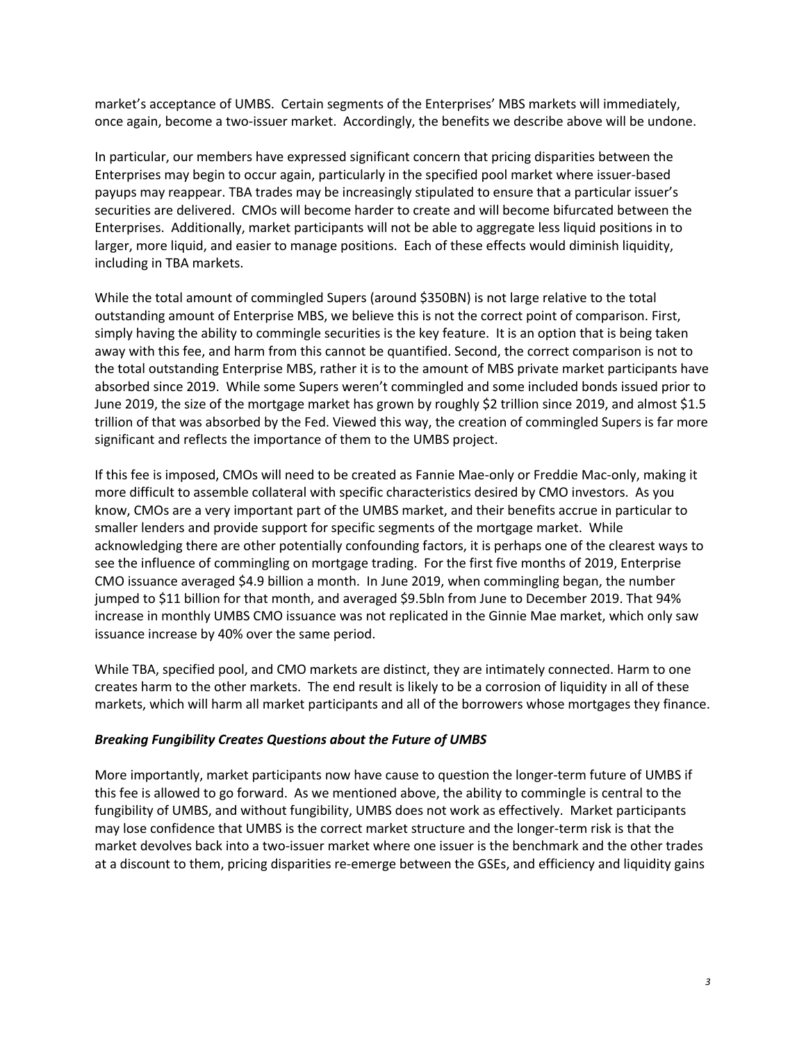market's acceptance of UMBS. Certain segments of the Enterprises' MBS markets will immediately, once again, become a two-issuer market. Accordingly, the benefits we describe above will be undone.

In particular, our members have expressed significant concern that pricing disparities between the Enterprises may begin to occur again, particularly in the specified pool market where issuer-based payups may reappear. TBA trades may be increasingly stipulated to ensure that a particular issuer's securities are delivered. CMOs will become harder to create and will become bifurcated between the Enterprises. Additionally, market participants will not be able to aggregate less liquid positions in to larger, more liquid, and easier to manage positions. Each of these effects would diminish liquidity, including in TBA markets.

While the total amount of commingled Supers (around $350BN) is not large relative to the total outstanding amount of Enterprise MBS, we believe this is not the correct point of comparison. First, simply having the ability to commingle securities is the key feature. It is an option that is being taken away with this fee, and harm from this cannot be quantified. Second, the correct comparison is not to the total outstanding Enterprise MBS, rather it is to the amount of MBS private market participants have absorbed since 2019. While some Supers weren't commingled and some included bonds issued prior to June 2019, the size of the mortgage market has grown by roughly $2 trillion since 2019, and almost $1.5 trillion of that was absorbed by the Fed. Viewed this way, the creation of commingled Supers is far more significant and reflects the importance of them to the UMBS project.

If this fee is imposed, CMOs will need to be created as Fannie Mae-only or Freddie Mac-only, making it more difficult to assemble collateral with specific characteristics desired by CMO investors. As you know, CMOs are a very important part of the UMBS market, and their benefits accrue in particular to smaller lenders and provide support for specific segments of the mortgage market. While acknowledging there are other potentially confounding factors, it is perhaps one of the clearest ways to see the influence of commingling on mortgage trading. For the first five months of 2019, Enterprise CMO issuance averaged $4.9 billion a month. In June 2019, when commingling began, the number jumped to $11 billion for that month, and averaged $9.5bln from June to December 2019. That 94% increase in monthly UMBS CMO issuance was not replicated in the Ginnie Mae market, which only saw issuance increase by 40% over the same period.

While TBA, specified pool, and CMO markets are distinct, they are intimately connected. Harm to one creates harm to the other markets. The end result is likely to be a corrosion of liquidity in all of these markets, which will harm all market participants and all of the borrowers whose mortgages they finance.

***Breaking Fungibility Creates Questions about the Future of UMBS***

More importantly, market participants now have cause to question the longer-term future of UMBS if this fee is allowed to go forward. As we mentioned above, the ability to commingle is central to the fungibility of UMBS, and without fungibility, UMBS does not work as effectively. Market participants may lose confidence that UMBS is the correct market structure and the longer-term risk is that the market devolves back into a two-issuer market where one issuer is the benchmark and the other trades at a discount to them, pricing disparities re-emerge between the GSEs, and efficiency and liquidity gains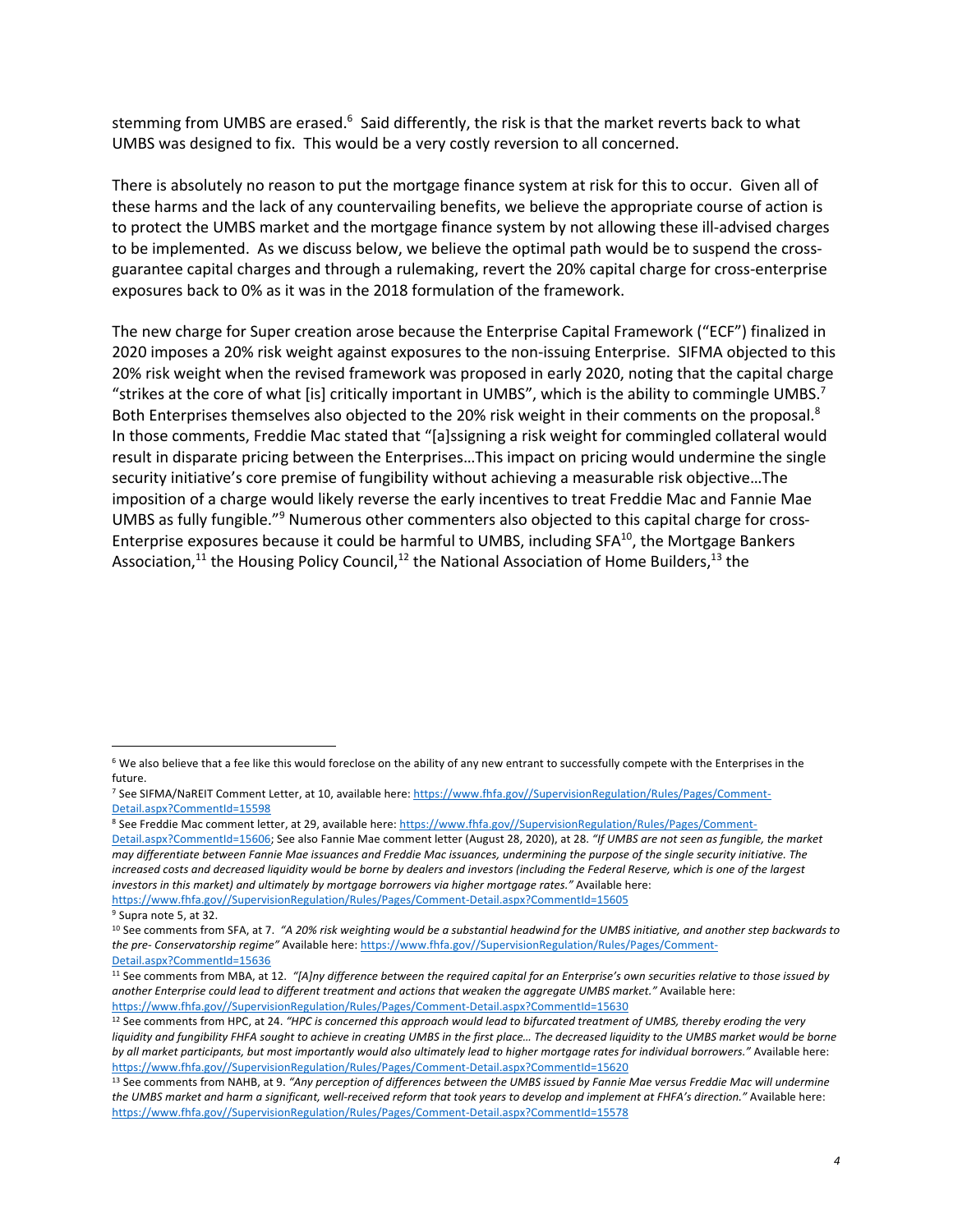stemming from UMBS are erased.[6] Said differently, the risk is that the market reverts back to what UMBS was designed to fix. This would be a very costly reversion to all concerned.

There is absolutely no reason to put the mortgage finance system at risk for this to occur. Given all of these harms and the lack of any countervailing benefits, we believe the appropriate course of action is to protect the UMBS market and the mortgage finance system by not allowing these ill-advised charges to be implemented. As we discuss below, we believe the optimal path would be to suspend the cross-guarantee capital charges and through a rulemaking, revert the 20% capital charge for cross-enterprise exposures back to 0% as it was in the 2018 formulation of the framework.

The new charge for Super creation arose because the Enterprise Capital Framework ("ECF") finalized in 2020 imposes a 20% risk weight against exposures to the non-issuing Enterprise. SIFMA objected to this 20% risk weight when the revised framework was proposed in early 2020, noting that the capital charge "strikes at the core of what [is] critically important in UMBS", which is the ability to commingle UMBS.[7] Both Enterprises themselves also objected to the 20% risk weight in their comments on the proposal.[8] In those comments, Freddie Mac stated that "[a]ssigning a risk weight for commingled collateral would result in disparate pricing between the Enterprises…This impact on pricing would undermine the single security initiative's core premise of fungibility without achieving a measurable risk objective…The imposition of a charge would likely reverse the early incentives to treat Freddie Mac and Fannie Mae UMBS as fully fungible."[9] Numerous other commenters also objected to this capital charge for cross-Enterprise exposures because it could be harmful to UMBS, including SFA[10], the Mortgage Bankers Association,[11] the Housing Policy Council,[12] the National Association of Home Builders,[13] the

---

[6] We also believe that a fee like this would foreclose on the ability of any new entrant to successfully compete with the Enterprises in the future.

[7] See SIFMA/NaREIT Comment Letter, at 10, available here: https://www.fhfa.gov//SupervisionRegulation/Rules/Pages/Comment-Detail.aspx?CommentId=15598

[8] See Freddie Mac comment letter, at 29, available here: https://www.fhfa.gov//SupervisionRegulation/Rules/Pages/Comment-Detail.aspx?CommentId=15606; See also Fannie Mae comment letter (August 28, 2020), at 28. *"If UMBS are not seen as fungible, the market may differentiate between Fannie Mae issuances and Freddie Mac issuances, undermining the purpose of the single security initiative. The increased costs and decreased liquidity would be borne by dealers and investors (including the Federal Reserve, which is one of the largest investors in this market) and ultimately by mortgage borrowers via higher mortgage rates."* Available here: https://www.fhfa.gov//SupervisionRegulation/Rules/Pages/Comment-Detail.aspx?CommentId=15605

[9] Supra note 5, at 32.

[10] See comments from SFA, at 7. *"A 20% risk weighting would be a substantial headwind for the UMBS initiative, and another step backwards to the pre- Conservatorship regime"* Available here: https://www.fhfa.gov//SupervisionRegulation/Rules/Pages/Comment-Detail.aspx?CommentId=15636

[11] See comments from MBA, at 12. *"[A]ny difference between the required capital for an Enterprise's own securities relative to those issued by another Enterprise could lead to different treatment and actions that weaken the aggregate UMBS market."* Available here: https://www.fhfa.gov//SupervisionRegulation/Rules/Pages/Comment-Detail.aspx?CommentId=15630

[12] See comments from HPC, at 24. *"HPC is concerned this approach would lead to bifurcated treatment of UMBS, thereby eroding the very liquidity and fungibility FHFA sought to achieve in creating UMBS in the first place… The decreased liquidity to the UMBS market would be borne by all market participants, but most importantly would also ultimately lead to higher mortgage rates for individual borrowers."* Available here: https://www.fhfa.gov//SupervisionRegulation/Rules/Pages/Comment-Detail.aspx?CommentId=15620

[13] See comments from NAHB, at 9. *"Any perception of differences between the UMBS issued by Fannie Mae versus Freddie Mac will undermine the UMBS market and harm a significant, well-received reform that took years to develop and implement at FHFA's direction."* Available here: https://www.fhfa.gov//SupervisionRegulation/Rules/Pages/Comment-Detail.aspx?CommentId=15578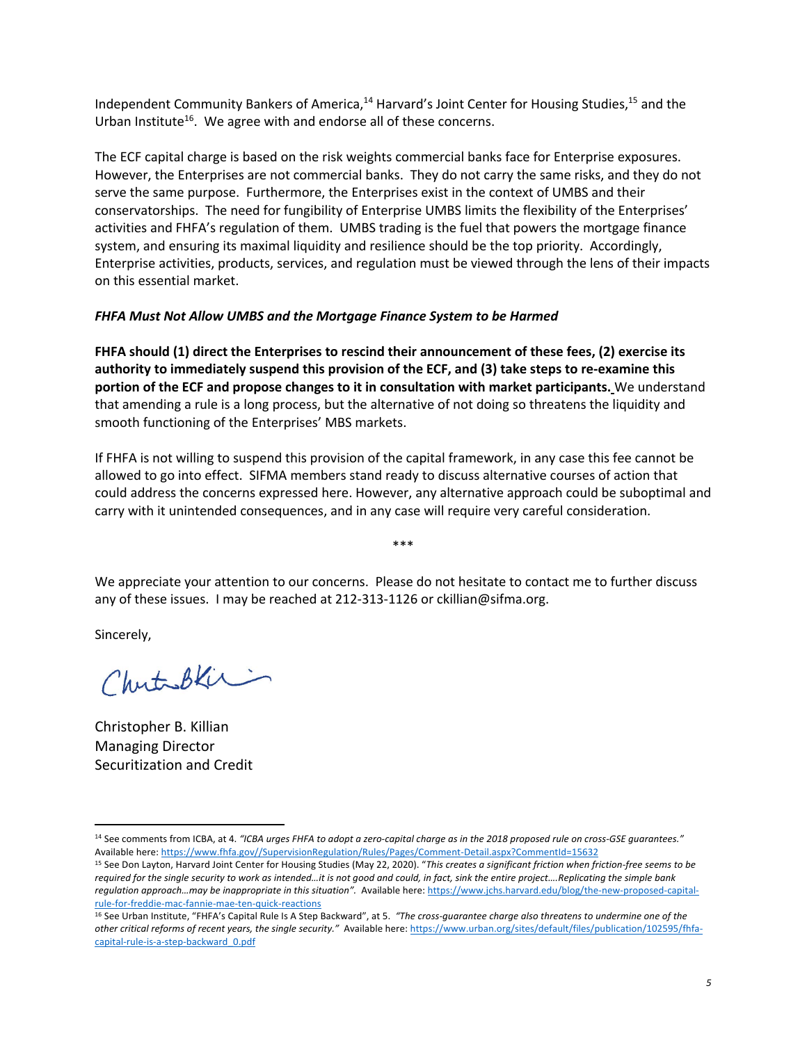Independent Community Bankers of America,[14] Harvard's Joint Center for Housing Studies,[15] and the Urban Institute[16]. We agree with and endorse all of these concerns.

The ECF capital charge is based on the risk weights commercial banks face for Enterprise exposures. However, the Enterprises are not commercial banks. They do not carry the same risks, and they do not serve the same purpose. Furthermore, the Enterprises exist in the context of UMBS and their conservatorships. The need for fungibility of Enterprise UMBS limits the flexibility of the Enterprises' activities and FHFA's regulation of them. UMBS trading is the fuel that powers the mortgage finance system, and ensuring its maximal liquidity and resilience should be the top priority. Accordingly, Enterprise activities, products, services, and regulation must be viewed through the lens of their impacts on this essential market.

***FHFA Must Not Allow UMBS and the Mortgage Finance System to be Harmed***

**FHFA should (1) direct the Enterprises to rescind their announcement of these fees, (2) exercise its authority to immediately suspend this provision of the ECF, and (3) take steps to re-examine this portion of the ECF and propose changes to it in consultation with market participants.** We understand that amending a rule is a long process, but the alternative of not doing so threatens the liquidity and smooth functioning of the Enterprises' MBS markets.

If FHFA is not willing to suspend this provision of the capital framework, in any case this fee cannot be allowed to go into effect. SIFMA members stand ready to discuss alternative courses of action that could address the concerns expressed here. However, any alternative approach could be suboptimal and carry with it unintended consequences, and in any case will require very careful consideration.

***

We appreciate your attention to our concerns. Please do not hesitate to contact me to further discuss any of these issues. I may be reached at 212-313-1126 or ckillian@sifma.org.

Sincerely,

Christopher B. Killian
Managing Director
Securitization and Credit

---

[14] See comments from ICBA, at 4. *"ICBA urges FHFA to adopt a zero-capital charge as in the 2018 proposed rule on cross-GSE guarantees."* Available here: https://www.fhfa.gov//SupervisionRegulation/Rules/Pages/Comment-Detail.aspx?CommentId=15632

[15] See Don Layton, Harvard Joint Center for Housing Studies (May 22, 2020). "*This creates a significant friction when friction-free seems to be required for the single security to work as intended…it is not good and could, in fact, sink the entire project….Replicating the simple bank regulation approach…may be inappropriate in this situation".* Available here: https://www.jchs.harvard.edu/blog/the-new-proposed-capital-rule-for-freddie-mac-fannie-mae-ten-quick-reactions

[16] See Urban Institute, "FHFA's Capital Rule Is A Step Backward", at 5. *"The cross-guarantee charge also threatens to undermine one of the other critical reforms of recent years, the single security."* Available here: https://www.urban.org/sites/default/files/publication/102595/fhfa-capital-rule-is-a-step-backward_0.pdf